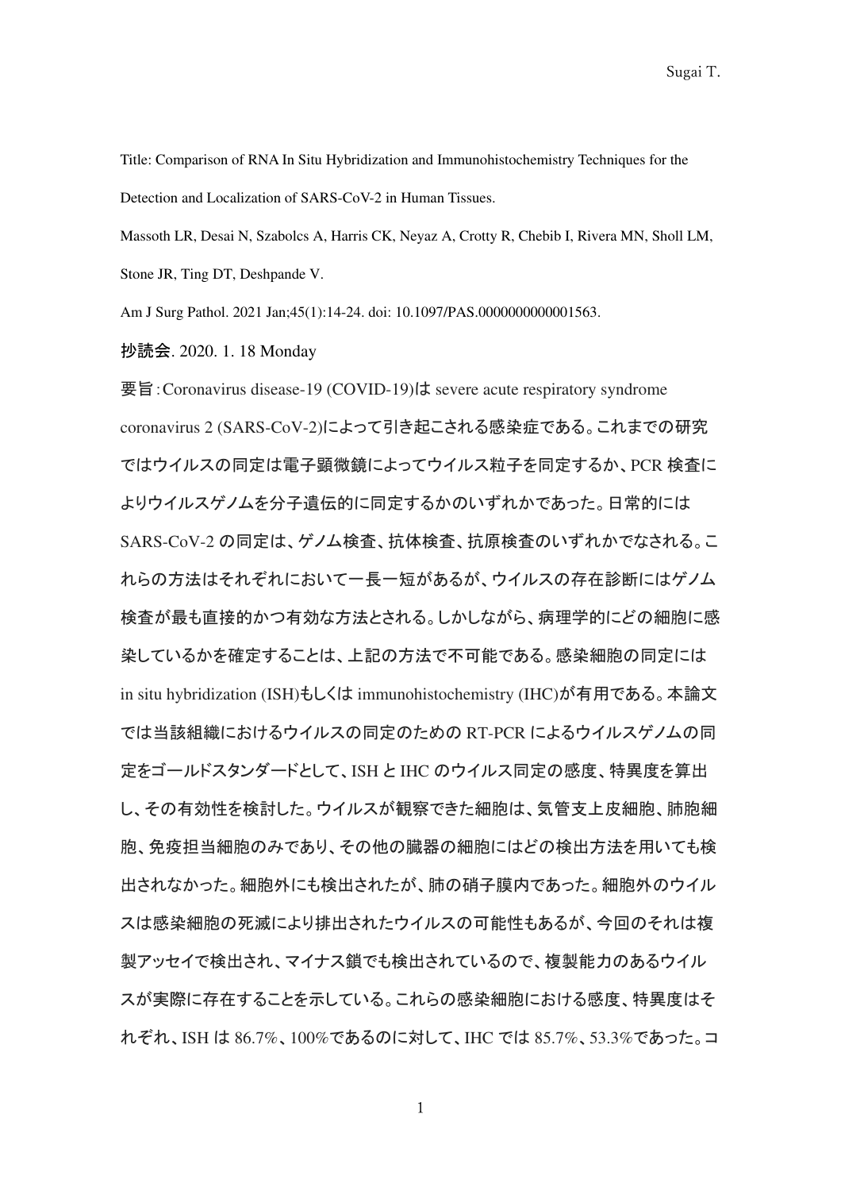Title: Comparison of RNA In Situ Hybridization and Immunohistochemistry Techniques for the Detection and Localization of SARS-CoV-2 in Human Tissues.

Massoth LR, Desai N, Szabolcs A, Harris CK, Neyaz A, Crotty R, Chebib I, Rivera MN, Sholl LM, Stone JR, Ting DT, Deshpande V.

Am J Surg Pathol. 2021 Jan;45(1):14-24. doi: 10.1097/PAS.0000000000001563.

抄読会. 2020. 1. 18 Monday

要旨:Coronavirus disease-19 (COVID-19)は severe acute respiratory syndrome coronavirus 2 (SARS-CoV-2)によって引き起こされる感染症である。これまでの研究ではウイルスの同定は電子顕微鏡によってウイルス粒子を同定するか、PCR 検査によりウイルスゲノムを分子遺伝的に同定するかのいずれかであった。日常的には SARS-CoV-2 の同定は、ゲノム検査、抗体検査、抗原検査のいずれかでなされる。これらの方法はそれぞれにおいて一長一短があるが、ウイルスの存在診断にはゲノム検査が最も直接的かつ有効な方法とされる。しかしながら、病理学的にどの細胞に感染しているかを確定することは、上記の方法で不可能である。感染細胞の同定には in situ hybridization (ISH)もしくは immunohistochemistry (IHC)が有用である。本論文では当該組織におけるウイルスの同定のための RT-PCR によるウイルスゲノムの同定をゴールドスタンダードとして、ISH と IHC のウイルス同定の感度、特異度を算出し、その有効性を検討した。ウイルスが観察できた細胞は、気管支上皮細胞、肺胞細胞、免疫担当細胞のみであり、その他の臓器の細胞にはどの検出方法を用いても検出されなかった。細胞外にも検出されたが、肺の硝子膜内であった。細胞外のウイルスは感染細胞の死滅により排出されたウイルスの可能性もあるが、今回のそれは複製アッセイで検出され、マイナス鎖でも検出されているので、複製能力のあるウイルスが実際に存在することを示している。これらの感染細胞における感度、特異度はそれぞれ、ISH は 86.7%、100%であるのに対して、IHC では 85.7%、53.3%であった。コ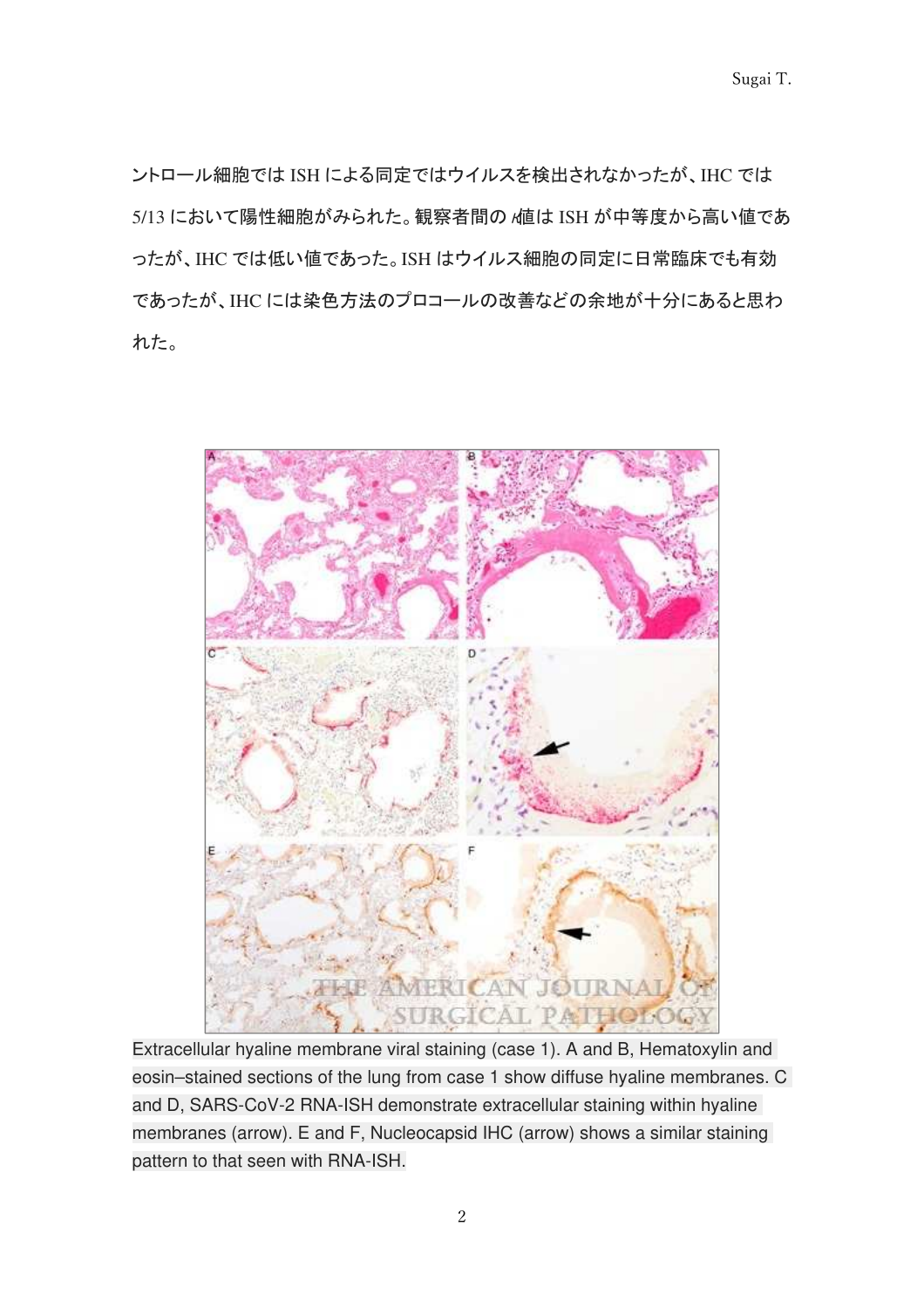ントロール細胞では ISH による同定ではウイルスを検出されなかったが、IHC では 5/13 において陽性細胞がみられた。観察者間の κ値は ISH が中等度から高い値であったが、IHC では低い値であった。ISH はウイルス細胞の同定に日常臨床でも有効であったが、IHC には染色方法のプロコールの改善などの余地が十分にあると思われた。

Extracellular hyaline membrane viral staining (case 1). A and B, Hematoxylin and eosin–stained sections of the lung from case 1 show diffuse hyaline membranes. C and D, SARS-CoV-2 RNA-ISH demonstrate extracellular staining within hyaline membranes (arrow). E and F, Nucleocapsid IHC (arrow) shows a similar staining pattern to that seen with RNA-ISH.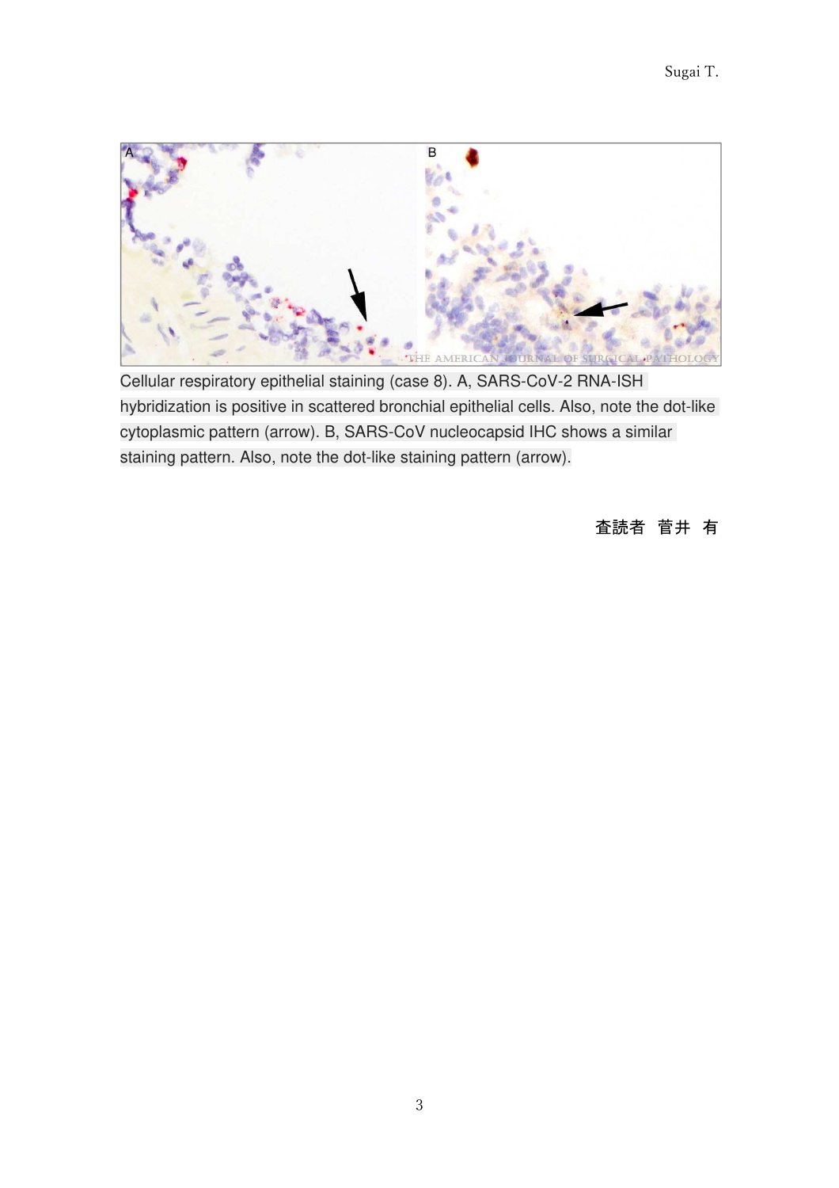Cellular respiratory epithelial staining (case 8). A, SARS-CoV-2 RNA-ISH hybridization is positive in scattered bronchial epithelial cells. Also, note the dot-like cytoplasmic pattern (arrow). B, SARS-CoV nucleocapsid IHC shows a similar staining pattern. Also, note the dot-like staining pattern (arrow).

査読者　菅井　有